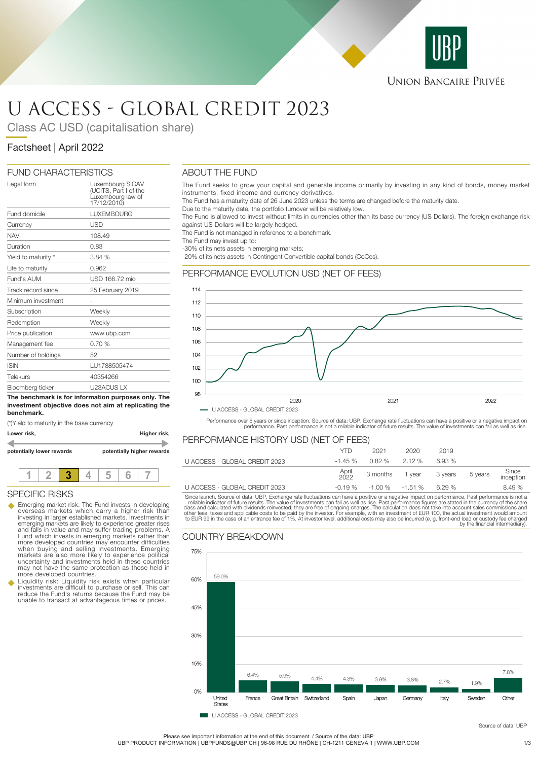UNION BANCAIRE PRIVÉE

# U ACCESS - GLOBAL CREDIT 2023

Class AC USD (capitalisation share)

Factsheet | April 2022

## FUND CHARACTERISTICS

| | |
|---|---|
| Legal form | Luxembourg SICAV (UCITS, Part I of the Luxembourg law of 17/12/2010) |
| Fund domicile | LUXEMBOURG |
| Currency | USD |
| NAV | 108.49 |
| Duration | 0.83 |
| Yield to maturity * | 3.84 % |
| Life to maturity | 0.962 |
| Fund's AUM | USD 166.72 mio |
| Track record since | 25 February 2019 |
| Minimum investment | - |
| Subscription | Weekly |
| Redemption | Weekly |
| Price publication | www.ubp.com |
| Management fee | 0.70 % |
| Number of holdings | 52 |
| ISIN | LU1788505474 |
| Telekurs | 40354266 |
| Bloomberg ticker | U23ACUS LX |

**The benchmark is for information purposes only. The investment objective does not aim at replicating the benchmark.**

(*)Yield to maturity in the base currency

**Lower risk,** **potentially lower rewards** — **Higher risk,** **potentially higher rewards**

| 1 | 2 | **3** | 4 | 5 | 6 | 7 |
|---|---|---|---|---|---|---|

## SPECIFIC RISKS

- Emerging market risk: The Fund invests in developing overseas markets which carry a higher risk than investing in larger established markets. Investments in emerging markets are likely to experience greater rises and falls in value and may suffer trading problems. A Fund which invests in emerging markets rather than more developed countries may encounter difficulties when buying and selling investments. Emerging markets are also more likely to experience political uncertainty and investments held in these countries may not have the same protection as those held in more developed countries.
- Liquidity risk: Liquidity risk exists when particular investments are difficult to purchase or sell. This can reduce the Fund's returns because the Fund may be unable to transact at advantageous times or prices.

## ABOUT THE FUND

The Fund seeks to grow your capital and generate income primarily by investing in any kind of bonds, money market instruments, fixed income and currency derivatives.
The Fund has a maturity date of 26 June 2023 unless the terms are changed before the maturity date.
Due to the maturity date, the portfolio turnover will be relatively low.
The Fund is allowed to invest without limits in currencies other than its base currency (US Dollars). The foreign exchange risk against US Dollars will be largely hedged.
The Fund is not managed in reference to a benchmark.
The Fund may invest up to:
-30% of its nets assets in emerging markets;
-20% of its nets assets in Contingent Convertible capital bonds (CoCos).

## PERFORMANCE EVOLUTION USD (NET OF FEES)

U ACCESS - GLOBAL CREDIT 2023

Performance over 5 years or since inception. Source of data: UBP. Exchange rate fluctuations can have a positive or a negative impact on performance. Past performance is not a reliable indicator of future results. The value of investments can fall as well as rise.

## PERFORMANCE HISTORY USD (NET OF FEES)

| | YTD | 2021 | 2020 | 2019 | | |
|---|---|---|---|---|---|---|
| U ACCESS - GLOBAL CREDIT 2023 | -1.45 % | 0.82 % | 2.12 % | 6.93 % | | |
| | **April 2022** | **3 months** | **1 year** | **3 years** | **5 years** | **Since inception** |
| U ACCESS - GLOBAL CREDIT 2023 | -0.19 % | -1.00 % | -1.51 % | 6.29 % | | 8.49 % |

Since launch. Source of data: UBP. Exchange rate fluctuations can have a positive or a negative impact on performance. Past performance is not a reliable indicator of future results. The value of investments can fall as well as rise. Past performance figures are stated in the currency of the share class and calculated with dividends reinvested; they are free of ongoing charges. The calculation does not take into account sales commissions and other fees, taxes and applicable costs to be paid by the investor. For example, with an investment of EUR 100, the actual investment would amount to EUR 99 in the case of an entrance fee of 1%. At investor level, additional costs may also be incurred (e. g. front-end load or custody fee charged by the financial intermediary).

## COUNTRY BREAKDOWN

| Country | U ACCESS - GLOBAL CREDIT 2023 |
|---|---|
| United States | 59.0% |
| France | 6.4% |
| Great Britain | 5.9% |
| Switzerland | 4.4% |
| Spain | 4.3% |
| Japan | 3.9% |
| Germany | 3.8% |
| Italy | 2.7% |
| Sweden | 1.9% |
| Other | 7.8% |

Source of data: UBP

Please see important information at the end of this document. / Source of the data: UBP
UBP PRODUCT INFORMATION | UBPFUNDS@UBP.CH | 96-98 RUE DU RHÔNE | CH-1211 GENEVA 1 | WWW.UBP.COM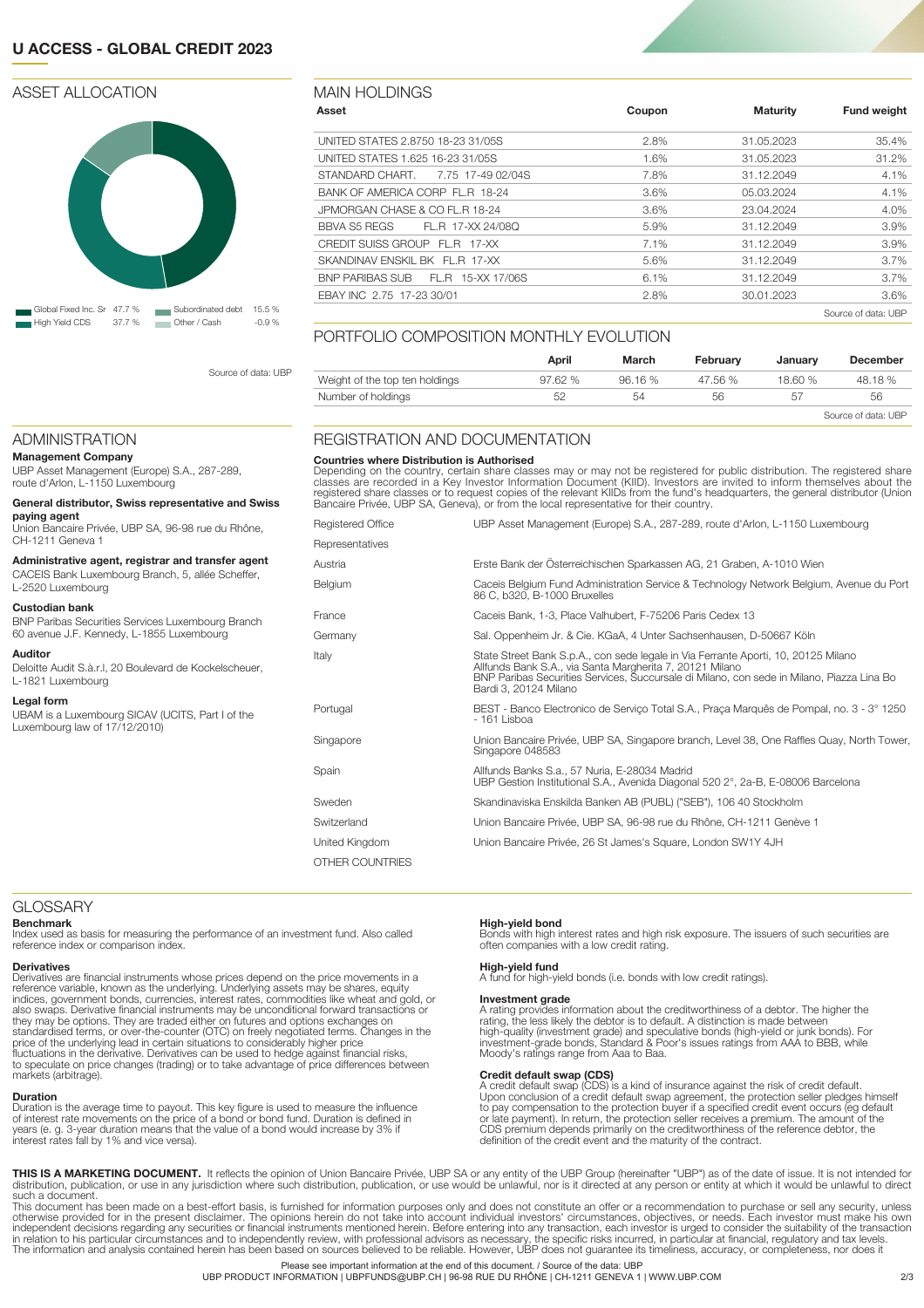# U ACCESS - GLOBAL CREDIT 2023

## ASSET ALLOCATION

| Category | Weight |
|---|---|
| Global Fixed Inc. Sr | 47.7 % |
| High Yield CDS | 37.7 % |
| Subordinated debt | 15.5 % |
| Other / Cash | -0.9 % |

Source of data: UBP

## MAIN HOLDINGS

| Asset | Coupon | Maturity | Fund weight |
|---|---|---|---|
| UNITED STATES 2.8750 18-23 31/05S | 2.8% | 31.05.2023 | 35.4% |
| UNITED STATES 1.625 16-23 31/05S | 1.6% | 31.05.2023 | 31.2% |
| STANDARD CHART. 7.75 17-49 02/04S | 7.8% | 31.12.2049 | 4.1% |
| BANK OF AMERICA CORP FL.R 18-24 | 3.6% | 05.03.2024 | 4.1% |
| JPMORGAN CHASE & CO FL.R 18-24 | 3.6% | 23.04.2024 | 4.0% |
| BBVA S5 REGS FL.R 17-XX 24/08Q | 5.9% | 31.12.2049 | 3.9% |
| CREDIT SUISS GROUP FL.R 17-XX | 7.1% | 31.12.2049 | 3.9% |
| SKANDINAV ENSKIL BK FL.R 17-XX | 5.6% | 31.12.2049 | 3.7% |
| BNP PARIBAS SUB FL.R 15-XX 17/06S | 6.1% | 31.12.2049 | 3.7% |
| EBAY INC 2.75 17-23 30/01 | 2.8% | 30.01.2023 | 3.6% |

Source of data: UBP

## PORTFOLIO COMPOSITION MONTHLY EVOLUTION

| | April | March | February | January | December |
|---|---|---|---|---|---|
| Weight of the top ten holdings | 97.62 % | 96.16 % | 47.56 % | 18.60 % | 48.18 % |
| Number of holdings | 52 | 54 | 56 | 57 | 56 |

Source of data: UBP

## ADMINISTRATION

**Management Company**
UBP Asset Management (Europe) S.A., 287-289, route d'Arlon, L-1150 Luxembourg

**General distributor, Swiss representative and Swiss paying agent**
Union Bancaire Privée, UBP SA, 96-98 rue du Rhône, CH-1211 Geneva 1

**Administrative agent, registrar and transfer agent**
CACEIS Bank Luxembourg Branch, 5, allée Scheffer, L-2520 Luxembourg

**Custodian bank**
BNP Paribas Securities Services Luxembourg Branch 60 avenue J.F. Kennedy, L-1855 Luxembourg

**Auditor**
Deloitte Audit S.à.r.l, 20 Boulevard de Kockelscheuer, L-1821 Luxembourg

**Legal form**
UBAM is a Luxembourg SICAV (UCITS, Part I of the Luxembourg law of 17/12/2010)

## REGISTRATION AND DOCUMENTATION

**Countries where Distribution is Authorised**
Depending on the country, certain share classes may or may not be registered for public distribution. The registered share classes are recorded in a Key Investor Information Document (KIID). Investors are invited to inform themselves about the registered share classes or to request copies of the relevant KIIDs from the fund's headquarters, the general distributor (Union Bancaire Privée, UBP SA, Geneva), or from the local representative for their country.

| | |
|---|---|
| Registered Office | UBP Asset Management (Europe) S.A., 287-289, route d'Arlon, L-1150 Luxembourg |
| Representatives | |
| Austria | Erste Bank der Österreichischen Sparkassen AG, 21 Graben, A-1010 Wien |
| Belgium | Caceis Belgium Fund Administration Service & Technology Network Belgium, Avenue du Port 86 C, b320, B-1000 Bruxelles |
| France | Caceis Bank, 1-3, Place Valhubert, F-75206 Paris Cedex 13 |
| Germany | Sal. Oppenheim Jr. & Cie. KGaA, 4 Unter Sachsenhausen, D-50667 Köln |
| Italy | State Street Bank S.p.A., con sede legale in Via Ferrante Aporti, 10, 20125 Milano<br>Allfunds Bank S.A., via Santa Margherita 7, 20121 Milano<br>BNP Paribas Securities Services, Succursale di Milano, con sede in Milano, Piazza Lina Bo Bardi 3, 20124 Milano |
| Portugal | BEST - Banco Electronico de Serviço Total S.A., Praça Marquês de Pompal, no. 3 - 3° 1250 - 161 Lisboa |
| Singapore | Union Bancaire Privée, UBP SA, Singapore branch, Level 38, One Raffles Quay, North Tower, Singapore 048583 |
| Spain | Allfunds Banks S.a., 57 Nuria, E-28034 Madrid<br>UBP Gestion Institutional S.A., Avenida Diagonal 520 2°, 2a-B, E-08006 Barcelona |
| Sweden | Skandinaviska Enskilda Banken AB (PUBL) ("SEB"), 106 40 Stockholm |
| Switzerland | Union Bancaire Privée, UBP SA, 96-98 rue du Rhône, CH-1211 Genève 1 |
| United Kingdom | Union Bancaire Privée, 26 St James's Square, London SW1Y 4JH |
| OTHER COUNTRIES | |

## GLOSSARY

**Benchmark**
Index used as basis for measuring the performance of an investment fund. Also called reference index or comparison index.

**Derivatives**
Derivatives are financial instruments whose prices depend on the price movements in a reference variable, known as the underlying. Underlying assets may be shares, equity indices, government bonds, currencies, interest rates, commodities like wheat and gold, or also swaps. Derivative financial instruments may be unconditional forward transactions or they may be options. They are traded either on futures and options exchanges on standardised terms, or over-the-counter (OTC) on freely negotiated terms. Changes in the price of the underlying lead in certain situations to considerably higher price fluctuations in the derivative. Derivatives can be used to hedge against financial risks, to speculate on price changes (trading) or to take advantage of price differences between markets (arbitrage).

**Duration**
Duration is the average time to payout. This key figure is used to measure the influence of interest rate movements on the price of a bond or bond fund. Duration is defined in years (e. g. 3-year duration means that the value of a bond would increase by 3% if interest rates fall by 1% and vice versa).

**High-yield bond**
Bonds with high interest rates and high risk exposure. The issuers of such securities are often companies with a low credit rating.

**High-yield fund**
A fund for high-yield bonds (i.e. bonds with low credit ratings).

**Investment grade**
A rating provides information about the creditworthiness of a debtor. The higher the rating, the less likely the debtor is to default. A distinction is made between high-quality (investment grade) and speculative bonds (high-yield or junk bonds). For investment-grade bonds, Standard & Poor's issues ratings from AAA to BBB, while Moody's ratings range from Aaa to Baa.

**Credit default swap (CDS)**
A credit default swap (CDS) is a kind of insurance against the risk of credit default. Upon conclusion of a credit default swap agreement, the protection seller pledges himself to pay compensation to the protection buyer if a specified credit event occurs (eg default or late payment). In return, the protection seller receives a premium. The amount of the CDS premium depends primarily on the creditworthiness of the reference debtor, the definition of the credit event and the maturity of the contract.

**THIS IS A MARKETING DOCUMENT.** It reflects the opinion of Union Bancaire Privée, UBP SA or any entity of the UBP Group (hereinafter "UBP") as of the date of issue. It is not intended for distribution, publication, or use in any jurisdiction where such distribution, publication, or use would be unlawful, nor is it directed at any person or entity at which it would be unlawful to direct such a document.
This document has been made on a best-effort basis, is furnished for information purposes only and does not constitute an offer or a recommendation to purchase or sell any security, unless otherwise provided for in the present disclaimer. The opinions herein do not take into account individual investors' circumstances, objectives, or needs. Each investor must make his own independent decisions regarding any securities or financial instruments mentioned herein. Before entering into any transaction, each investor is urged to consider the suitability of the transaction in relation to his particular circumstances and to independently review, with professional advisors as necessary, the specific risks incurred, in particular at financial, regulatory and tax levels.
The information and analysis contained herein has been based on sources believed to be reliable. However, UBP does not guarantee its timeliness, accuracy, or completeness, nor does it

Please see important information at the end of this document. / Source of the data: UBP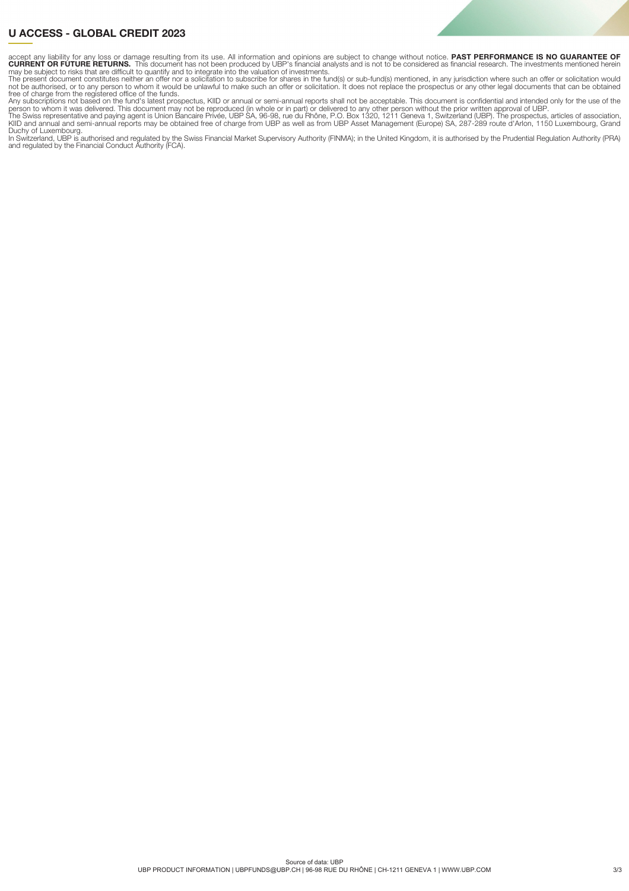accept any liability for any loss or damage resulting from its use. All information and opinions are subject to change without notice. **PAST PERFORMANCE IS NO GUARANTEE OF CURRENT OR FUTURE RETURNS.** This document has not been produced by UBP's financial analysts and is not to be considered as financial research. The investments mentioned herein may be subject to risks that are difficult to quantify and to integrate into the valuation of investments.
The present document constitutes neither an offer nor a solicitation to subscribe for shares in the fund(s) or sub-fund(s) mentioned, in any jurisdiction where such an offer or solicitation would not be authorised, or to any person to whom it would be unlawful to make such an offer or solicitation. It does not replace the prospectus or any other legal documents that can be obtained free of charge from the registered office of the funds.
Any subscriptions not based on the fund's latest prospectus, KIID or annual or semi-annual reports shall not be acceptable. This document is confidential and intended only for the use of the person to whom it was delivered. This document may not be reproduced (in whole or in part) or delivered to any other person without the prior written approval of UBP.
The Swiss representative and paying agent is Union Bancaire Privée, UBP SA, 96-98, rue du Rhône, P.O. Box 1320, 1211 Geneva 1, Switzerland (UBP). The prospectus, articles of association, KIID and annual and semi-annual reports may be obtained free of charge from UBP as well as from UBP Asset Management (Europe) SA, 287-289 route d'Arlon, 1150 Luxembourg, Grand Duchy of Luxembourg.
In Switzerland, UBP is authorised and regulated by the Swiss Financial Market Supervisory Authority (FINMA); in the United Kingdom, it is authorised by the Prudential Regulation Authority (PRA) and regulated by the Financial Conduct Authority (FCA).

Source of data: UBP